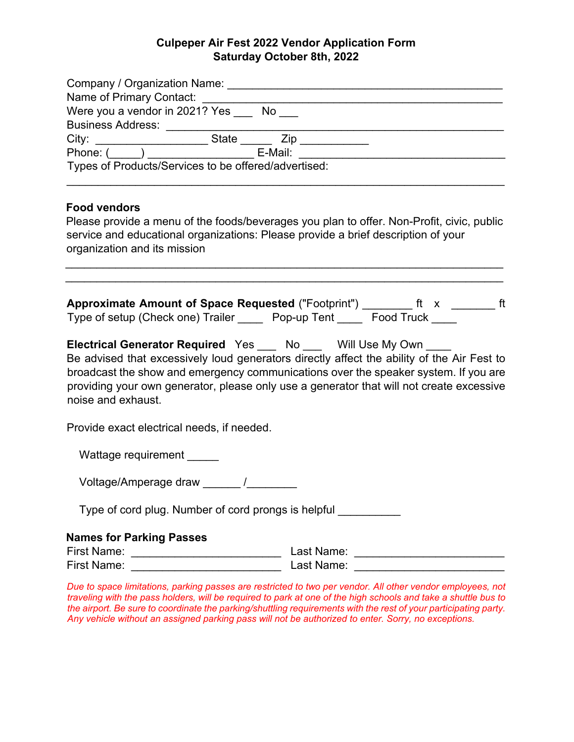# Culpeper Air Fest 2022 Vendor Application Form
## Saturday October 8th, 2022

Company / Organization Name: ____________________________________________

Name of Primary Contact: ______________________________________________

Were you a vendor in 2021? Yes ___ No ___

Business Address: ____________________________________________________

City: __________________ State _____ Zip ___________

Phone: (_____) ________________ E-Mail: _________________________________

Types of Products/Services to be offered/advertised:

______________________________________________________________________

**Food vendors**

Please provide a menu of the foods/beverages you plan to offer. Non-Profit, civic, public service and educational organizations: Please provide a brief description of your organization and its mission

______________________________________________________________________

______________________________________________________________________

**Approximate Amount of Space Requested** ("Footprint") ________ ft x _______ ft

Type of setup (Check one) Trailer ____ Pop-up Tent ____ Food Truck ____

**Electrical Generator Required** Yes ___ No ___ Will Use My Own ____

Be advised that excessively loud generators directly affect the ability of the Air Fest to broadcast the show and emergency communications over the speaker system. If you are providing your own generator, please only use a generator that will not create excessive noise and exhaust.

Provide exact electrical needs, if needed.

Wattage requirement _____

Voltage/Amperage draw ______ /________

Type of cord plug. Number of cord prongs is helpful __________

**Names for Parking Passes**

First Name: ________________________ Last Name: ________________________

First Name: ________________________ Last Name: ________________________

*Due to space limitations, parking passes are restricted to two per vendor. All other vendor employees, not traveling with the pass holders, will be required to park at one of the high schools and take a shuttle bus to the airport. Be sure to coordinate the parking/shuttling requirements with the rest of your participating party. Any vehicle without an assigned parking pass will not be authorized to enter. Sorry, no exceptions.*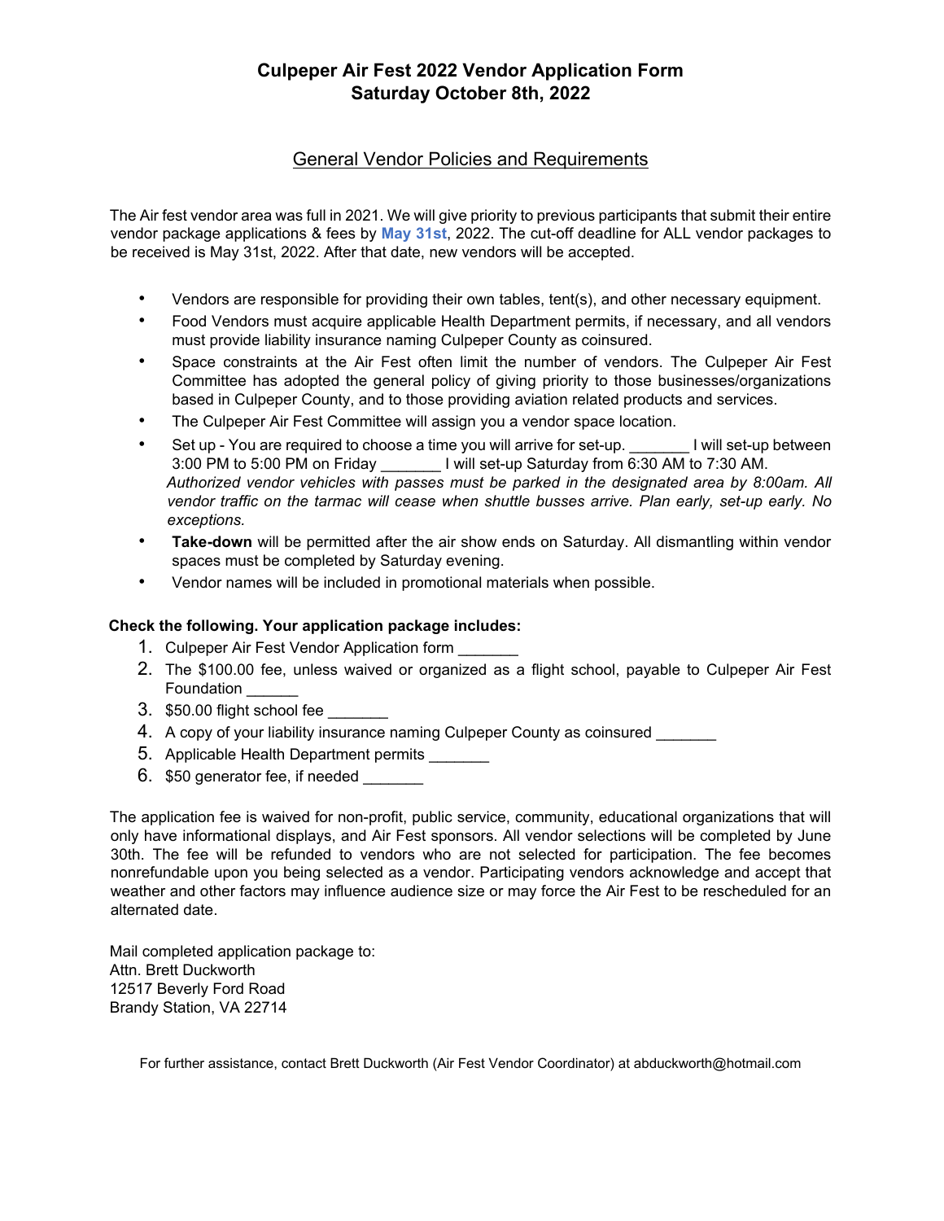# Culpeper Air Fest 2022 Vendor Application Form
# Saturday October 8th, 2022

## General Vendor Policies and Requirements

The Air fest vendor area was full in 2021. We will give priority to previous participants that submit their entire vendor package applications & fees by **May 31st**, 2022. The cut-off deadline for ALL vendor packages to be received is May 31st, 2022. After that date, new vendors will be accepted.

- Vendors are responsible for providing their own tables, tent(s), and other necessary equipment.
- Food Vendors must acquire applicable Health Department permits, if necessary, and all vendors must provide liability insurance naming Culpeper County as coinsured.
- Space constraints at the Air Fest often limit the number of vendors. The Culpeper Air Fest Committee has adopted the general policy of giving priority to those businesses/organizations based in Culpeper County, and to those providing aviation related products and services.
- The Culpeper Air Fest Committee will assign you a vendor space location.
- Set up - You are required to choose a time you will arrive for set-up. _______ I will set-up between 3:00 PM to 5:00 PM on Friday _______ I will set-up Saturday from 6:30 AM to 7:30 AM. *Authorized vendor vehicles with passes must be parked in the designated area by 8:00am. All vendor traffic on the tarmac will cease when shuttle busses arrive. Plan early, set-up early. No exceptions.*
- **Take-down** will be permitted after the air show ends on Saturday. All dismantling within vendor spaces must be completed by Saturday evening.
- Vendor names will be included in promotional materials when possible.

**Check the following. Your application package includes:**

1. Culpeper Air Fest Vendor Application form _______
2. The $100.00 fee, unless waived or organized as a flight school, payable to Culpeper Air Fest Foundation ______
3. $50.00 flight school fee _______
4. A copy of your liability insurance naming Culpeper County as coinsured _______
5. Applicable Health Department permits _______
6. $50 generator fee, if needed _______

The application fee is waived for non-profit, public service, community, educational organizations that will only have informational displays, and Air Fest sponsors. All vendor selections will be completed by June 30th. The fee will be refunded to vendors who are not selected for participation. The fee becomes nonrefundable upon you being selected as a vendor. Participating vendors acknowledge and accept that weather and other factors may influence audience size or may force the Air Fest to be rescheduled for an alternated date.

Mail completed application package to:
Attn. Brett Duckworth
12517 Beverly Ford Road
Brandy Station, VA 22714

For further assistance, contact Brett Duckworth (Air Fest Vendor Coordinator) at abduckworth@hotmail.com